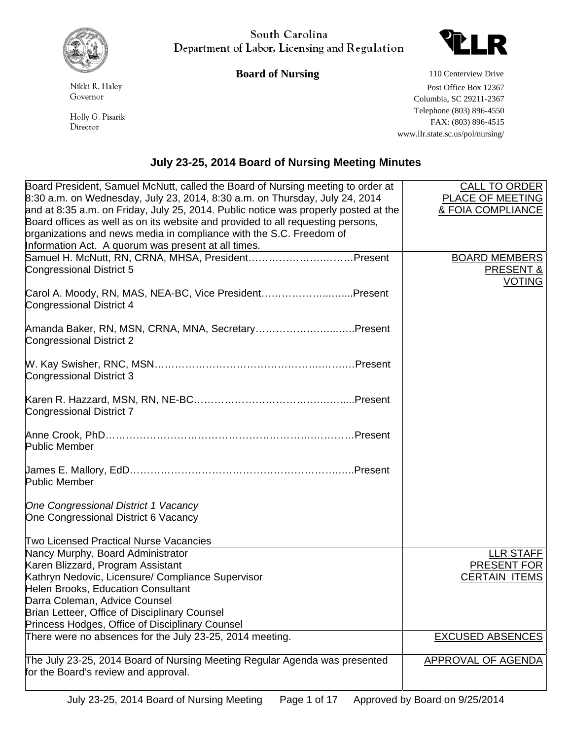South Carolina
Department of Labor, Licensing and Regulation

**Board of Nursing**

Nikki R. Haley
Governor

Holly G. Pisarik
Director

110 Centerview Drive
Post Office Box 12367
Columbia, SC 29211-2367
Telephone (803) 896-4550
FAX: (803) 896-4515
www.llr.state.sc.us/pol/nursing/

## July 23-25, 2014 Board of Nursing Meeting Minutes

| | |
|---|---|
| Board President, Samuel McNutt, called the Board of Nursing meeting to order at 8:30 a.m. on Wednesday, July 23, 2014, 8:30 a.m. on Thursday, July 24, 2014 and at 8:35 a.m. on Friday, July 25, 2014. Public notice was properly posted at the Board offices as well as on its website and provided to all requesting persons, organizations and news media in compliance with the S.C. Freedom of Information Act. A quorum was present at all times. | CALL TO ORDER PLACE OF MEETING & FOIA COMPLIANCE |
| Samuel H. McNutt, RN, CRNA, MHSA, President……………………………Present<br>Congressional District 5<br><br>Carol A. Moody, RN, MAS, NEA-BC, Vice President…………………………Present<br>Congressional District 4<br><br>Amanda Baker, RN, MSN, CRNA, MNA, Secretary……………………………Present<br>Congressional District 2<br><br>W. Kay Swisher, RNC, MSN……………………………………………………Present<br>Congressional District 3<br><br>Karen R. Hazzard, MSN, RN, NE-BC……………………………………………Present<br>Congressional District 7<br><br>Anne Crook, PhD…………………………………………………………………Present<br>Public Member<br><br>James E. Mallory, EdD……………………………………………………………Present<br>Public Member<br><br>*One Congressional District 1 Vacancy*<br>One Congressional District 6 Vacancy<br><br>Two Licensed Practical Nurse Vacancies | BOARD MEMBERS PRESENT & VOTING |
| Nancy Murphy, Board Administrator<br>Karen Blizzard, Program Assistant<br>Kathryn Nedovic, Licensure/ Compliance Supervisor<br>Helen Brooks, Education Consultant<br>Darra Coleman, Advice Counsel<br>Brian Letteer, Office of Disciplinary Counsel<br>Princess Hodges, Office of Disciplinary Counsel | LLR STAFF PRESENT FOR CERTAIN ITEMS |
| There were no absences for the July 23-25, 2014 meeting. | EXCUSED ABSENCES |
| The July 23-25, 2014 Board of Nursing Meeting Regular Agenda was presented for the Board's review and approval. | APPROVAL OF AGENDA |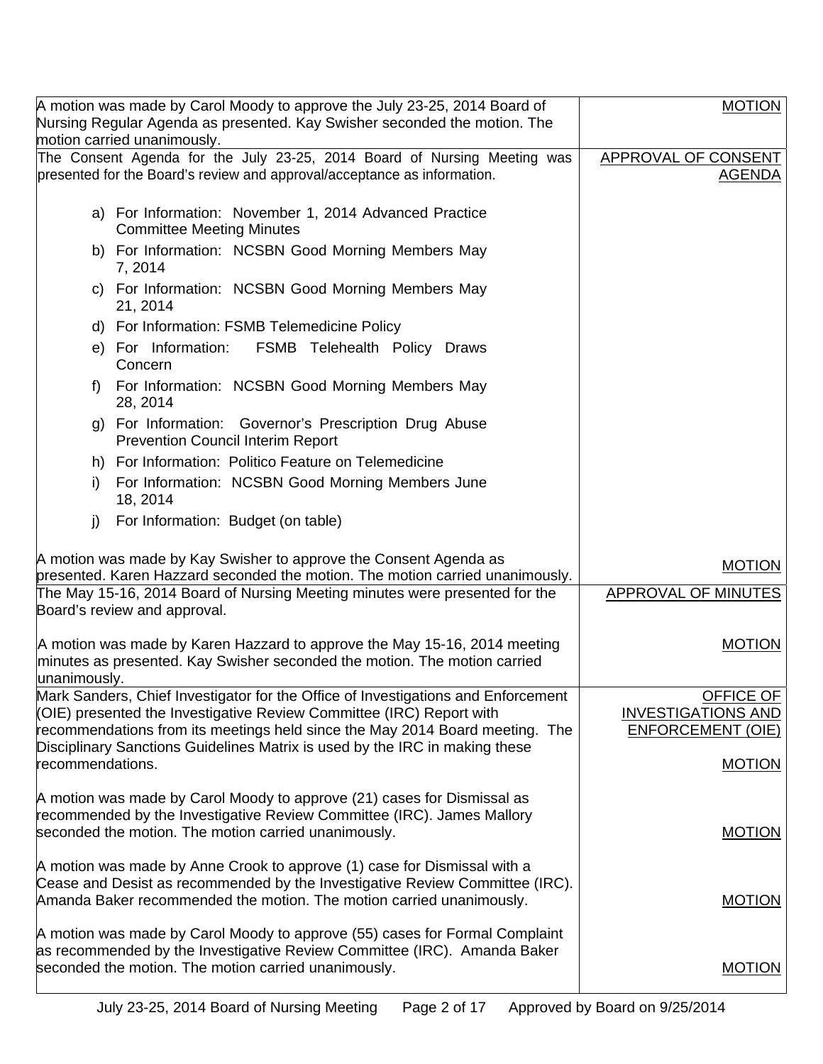| | |
|---|---|
| A motion was made by Carol Moody to approve the July 23-25, 2014 Board of Nursing Regular Agenda as presented. Kay Swisher seconded the motion. The motion carried unanimously. | MOTION |
| The Consent Agenda for the July 23-25, 2014 Board of Nursing Meeting was presented for the Board's review and approval/acceptance as information.<br><br>a) For Information: November 1, 2014 Advanced Practice Committee Meeting Minutes<br>b) For Information: NCSBN Good Morning Members May 7, 2014<br>c) For Information: NCSBN Good Morning Members May 21, 2014<br>d) For Information: FSMB Telemedicine Policy<br>e) For Information: FSMB Telehealth Policy Draws Concern<br>f) For Information: NCSBN Good Morning Members May 28, 2014<br>g) For Information: Governor's Prescription Drug Abuse Prevention Council Interim Report<br>h) For Information: Politico Feature on Telemedicine<br>i) For Information: NCSBN Good Morning Members June 18, 2014<br>j) For Information: Budget (on table)<br><br>A motion was made by Kay Swisher to approve the Consent Agenda as presented. Karen Hazzard seconded the motion. The motion carried unanimously. | APPROVAL OF CONSENT AGENDA<br><br>MOTION |
| The May 15-16, 2014 Board of Nursing Meeting minutes were presented for the Board's review and approval.<br><br>A motion was made by Karen Hazzard to approve the May 15-16, 2014 meeting minutes as presented. Kay Swisher seconded the motion. The motion carried unanimously. | APPROVAL OF MINUTES<br><br>MOTION |
| Mark Sanders, Chief Investigator for the Office of Investigations and Enforcement (OIE) presented the Investigative Review Committee (IRC) Report with recommendations from its meetings held since the May 2014 Board meeting. The Disciplinary Sanctions Guidelines Matrix is used by the IRC in making these recommendations.<br><br>A motion was made by Carol Moody to approve (21) cases for Dismissal as recommended by the Investigative Review Committee (IRC). James Mallory seconded the motion. The motion carried unanimously.<br><br>A motion was made by Anne Crook to approve (1) case for Dismissal with a Cease and Desist as recommended by the Investigative Review Committee (IRC). Amanda Baker recommended the motion. The motion carried unanimously.<br><br>A motion was made by Carol Moody to approve (55) cases for Formal Complaint as recommended by the Investigative Review Committee (IRC). Amanda Baker seconded the motion. The motion carried unanimously. | OFFICE OF INVESTIGATIONS AND ENFORCEMENT (OIE)<br><br>MOTION<br><br>MOTION<br><br>MOTION<br><br>MOTION |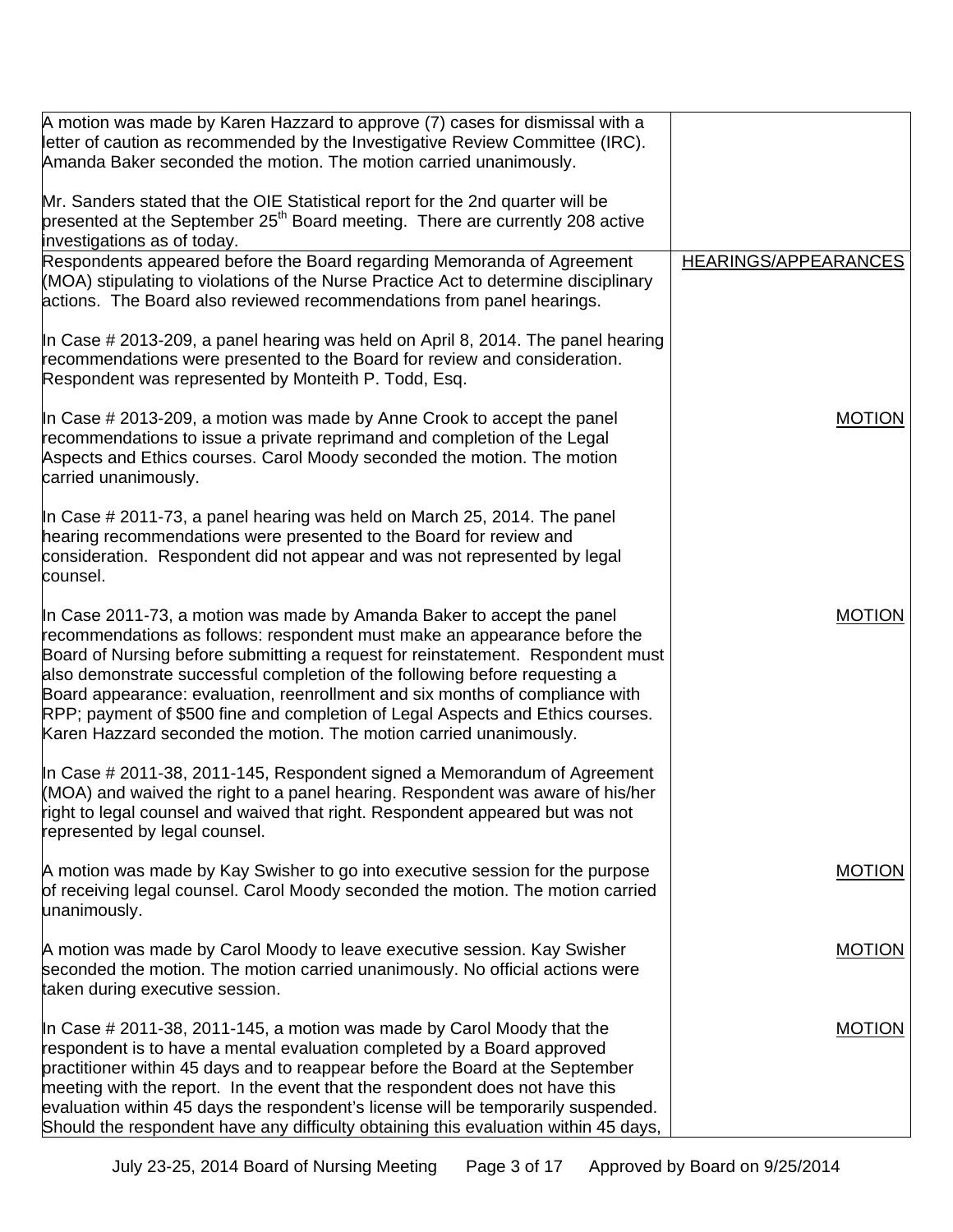| | |
|---|---|
| A motion was made by Karen Hazzard to approve (7) cases for dismissal with a letter of caution as recommended by the Investigative Review Committee (IRC). Amanda Baker seconded the motion. The motion carried unanimously.<br><br>Mr. Sanders stated that the OIE Statistical report for the 2nd quarter will be presented at the September 25th Board meeting. There are currently 208 active investigations as of today. | |
| Respondents appeared before the Board regarding Memoranda of Agreement (MOA) stipulating to violations of the Nurse Practice Act to determine disciplinary actions. The Board also reviewed recommendations from panel hearings. | HEARINGS/APPEARANCES |
| In Case # 2013-209, a panel hearing was held on April 8, 2014. The panel hearing recommendations were presented to the Board for review and consideration. Respondent was represented by Monteith P. Todd, Esq. | |
| In Case # 2013-209, a motion was made by Anne Crook to accept the panel recommendations to issue a private reprimand and completion of the Legal Aspects and Ethics courses. Carol Moody seconded the motion. The motion carried unanimously. | MOTION |
| In Case # 2011-73, a panel hearing was held on March 25, 2014. The panel hearing recommendations were presented to the Board for review and consideration. Respondent did not appear and was not represented by legal counsel. | |
| In Case 2011-73, a motion was made by Amanda Baker to accept the panel recommendations as follows: respondent must make an appearance before the Board of Nursing before submitting a request for reinstatement. Respondent must also demonstrate successful completion of the following before requesting a Board appearance: evaluation, reenrollment and six months of compliance with RPP; payment of $500 fine and completion of Legal Aspects and Ethics courses. Karen Hazzard seconded the motion. The motion carried unanimously. | MOTION |
| In Case # 2011-38, 2011-145, Respondent signed a Memorandum of Agreement (MOA) and waived the right to a panel hearing. Respondent was aware of his/her right to legal counsel and waived that right. Respondent appeared but was not represented by legal counsel. | |
| A motion was made by Kay Swisher to go into executive session for the purpose of receiving legal counsel. Carol Moody seconded the motion. The motion carried unanimously. | MOTION |
| A motion was made by Carol Moody to leave executive session. Kay Swisher seconded the motion. The motion carried unanimously. No official actions were taken during executive session. | MOTION |
| In Case # 2011-38, 2011-145, a motion was made by Carol Moody that the respondent is to have a mental evaluation completed by a Board approved practitioner within 45 days and to reappear before the Board at the September meeting with the report. In the event that the respondent does not have this evaluation within 45 days the respondent's license will be temporarily suspended. Should the respondent have any difficulty obtaining this evaluation within 45 days, | MOTION |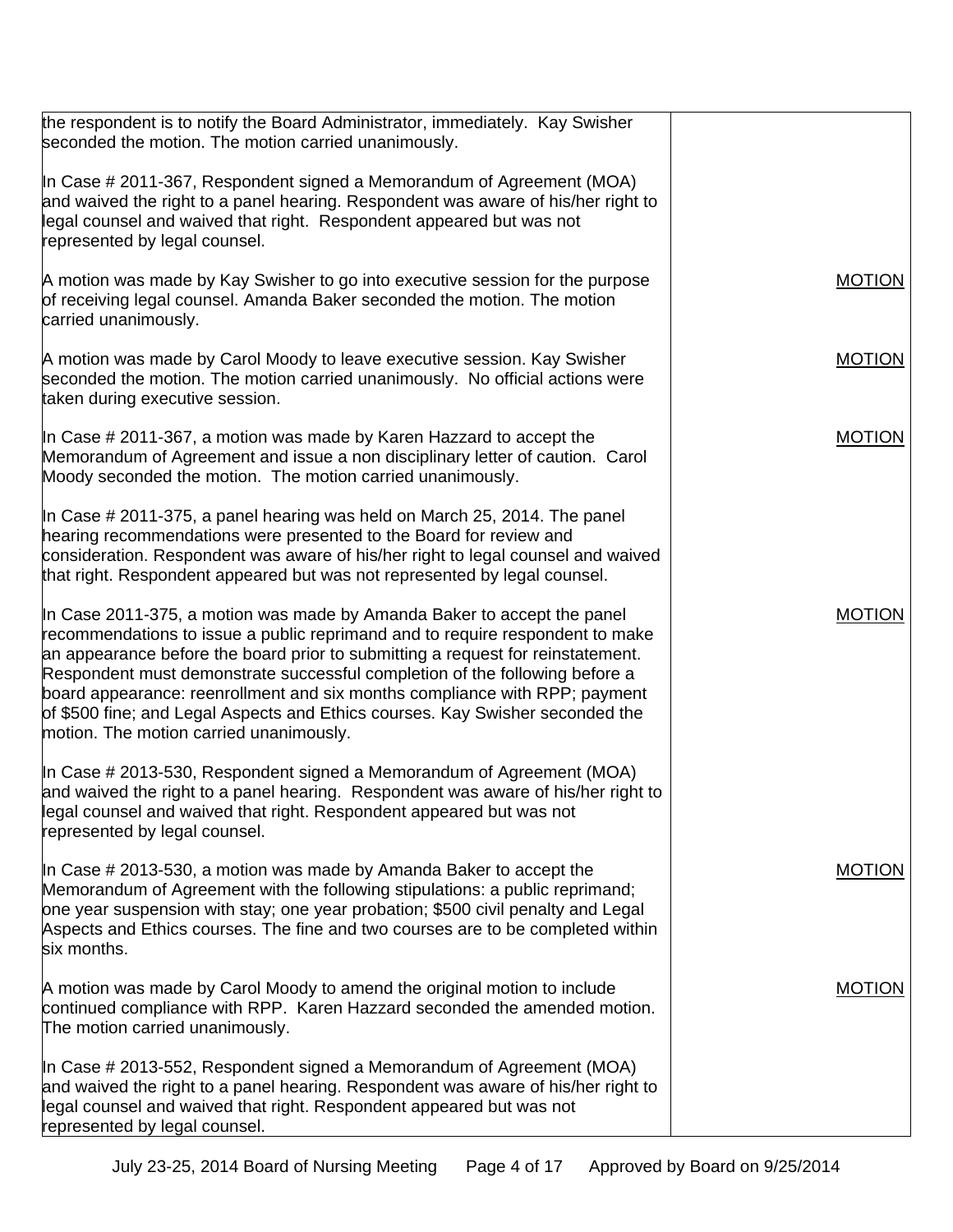| | |
|---|---|
| the respondent is to notify the Board Administrator, immediately. Kay Swisher seconded the motion. The motion carried unanimously. | |
| In Case # 2011-367, Respondent signed a Memorandum of Agreement (MOA) and waived the right to a panel hearing. Respondent was aware of his/her right to legal counsel and waived that right. Respondent appeared but was not represented by legal counsel. | |
| A motion was made by Kay Swisher to go into executive session for the purpose of receiving legal counsel. Amanda Baker seconded the motion. The motion carried unanimously. | MOTION |
| A motion was made by Carol Moody to leave executive session. Kay Swisher seconded the motion. The motion carried unanimously. No official actions were taken during executive session. | MOTION |
| In Case # 2011-367, a motion was made by Karen Hazzard to accept the Memorandum of Agreement and issue a non disciplinary letter of caution. Carol Moody seconded the motion. The motion carried unanimously. | MOTION |
| In Case # 2011-375, a panel hearing was held on March 25, 2014. The panel hearing recommendations were presented to the Board for review and consideration. Respondent was aware of his/her right to legal counsel and waived that right. Respondent appeared but was not represented by legal counsel. | |
| In Case 2011-375, a motion was made by Amanda Baker to accept the panel recommendations to issue a public reprimand and to require respondent to make an appearance before the board prior to submitting a request for reinstatement. Respondent must demonstrate successful completion of the following before a board appearance: reenrollment and six months compliance with RPP; payment of $500 fine; and Legal Aspects and Ethics courses. Kay Swisher seconded the motion. The motion carried unanimously. | MOTION |
| In Case # 2013-530, Respondent signed a Memorandum of Agreement (MOA) and waived the right to a panel hearing. Respondent was aware of his/her right to legal counsel and waived that right. Respondent appeared but was not represented by legal counsel. | |
| In Case # 2013-530, a motion was made by Amanda Baker to accept the Memorandum of Agreement with the following stipulations: a public reprimand; one year suspension with stay; one year probation; $500 civil penalty and Legal Aspects and Ethics courses. The fine and two courses are to be completed within six months. | MOTION |
| A motion was made by Carol Moody to amend the original motion to include continued compliance with RPP. Karen Hazzard seconded the amended motion. The motion carried unanimously. | MOTION |
| In Case # 2013-552, Respondent signed a Memorandum of Agreement (MOA) and waived the right to a panel hearing. Respondent was aware of his/her right to legal counsel and waived that right. Respondent appeared but was not represented by legal counsel. | |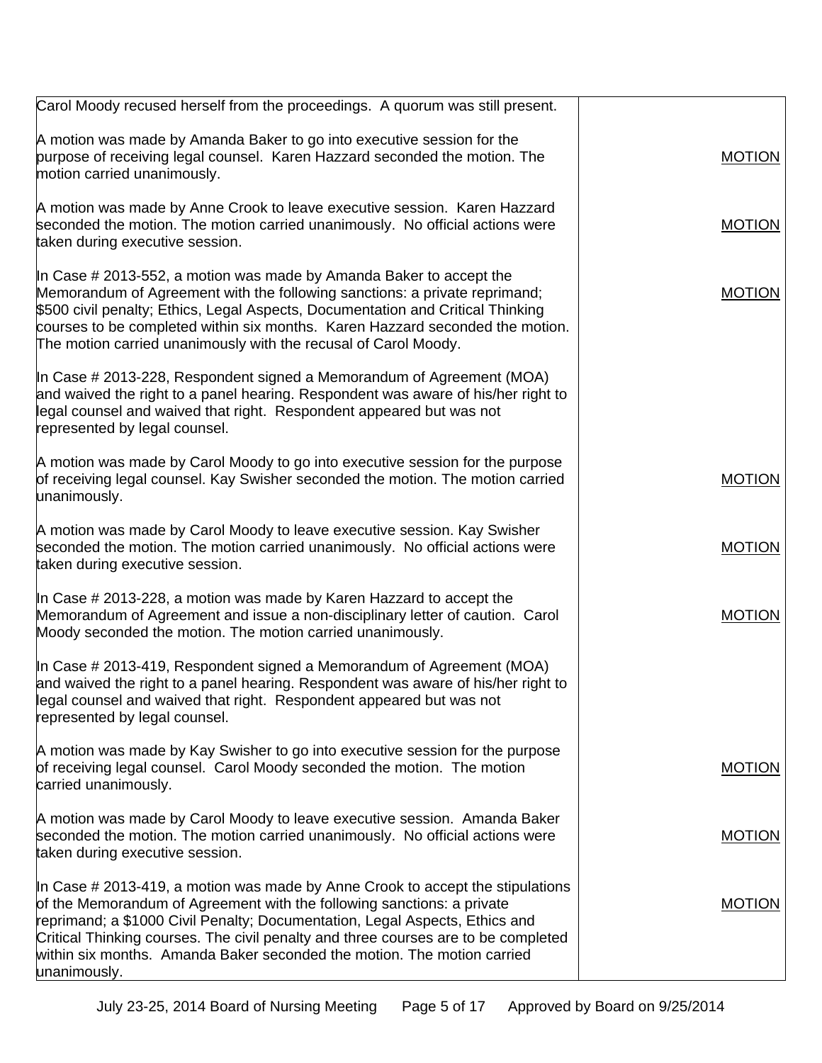| | |
|---|---|
| Carol Moody recused herself from the proceedings. A quorum was still present. | |
| A motion was made by Amanda Baker to go into executive session for the purpose of receiving legal counsel. Karen Hazzard seconded the motion. The motion carried unanimously. | MOTION |
| A motion was made by Anne Crook to leave executive session. Karen Hazzard seconded the motion. The motion carried unanimously. No official actions were taken during executive session. | MOTION |
| In Case # 2013-552, a motion was made by Amanda Baker to accept the Memorandum of Agreement with the following sanctions: a private reprimand; $500 civil penalty; Ethics, Legal Aspects, Documentation and Critical Thinking courses to be completed within six months. Karen Hazzard seconded the motion. The motion carried unanimously with the recusal of Carol Moody. | MOTION |
| In Case # 2013-228, Respondent signed a Memorandum of Agreement (MOA) and waived the right to a panel hearing. Respondent was aware of his/her right to legal counsel and waived that right. Respondent appeared but was not represented by legal counsel. | |
| A motion was made by Carol Moody to go into executive session for the purpose of receiving legal counsel. Kay Swisher seconded the motion. The motion carried unanimously. | MOTION |
| A motion was made by Carol Moody to leave executive session. Kay Swisher seconded the motion. The motion carried unanimously. No official actions were taken during executive session. | MOTION |
| In Case # 2013-228, a motion was made by Karen Hazzard to accept the Memorandum of Agreement and issue a non-disciplinary letter of caution. Carol Moody seconded the motion. The motion carried unanimously. | MOTION |
| In Case # 2013-419, Respondent signed a Memorandum of Agreement (MOA) and waived the right to a panel hearing. Respondent was aware of his/her right to legal counsel and waived that right. Respondent appeared but was not represented by legal counsel. | |
| A motion was made by Kay Swisher to go into executive session for the purpose of receiving legal counsel. Carol Moody seconded the motion. The motion carried unanimously. | MOTION |
| A motion was made by Carol Moody to leave executive session. Amanda Baker seconded the motion. The motion carried unanimously. No official actions were taken during executive session. | MOTION |
| In Case # 2013-419, a motion was made by Anne Crook to accept the stipulations of the Memorandum of Agreement with the following sanctions: a private reprimand; a $1000 Civil Penalty; Documentation, Legal Aspects, Ethics and Critical Thinking courses. The civil penalty and three courses are to be completed within six months. Amanda Baker seconded the motion. The motion carried unanimously. | MOTION |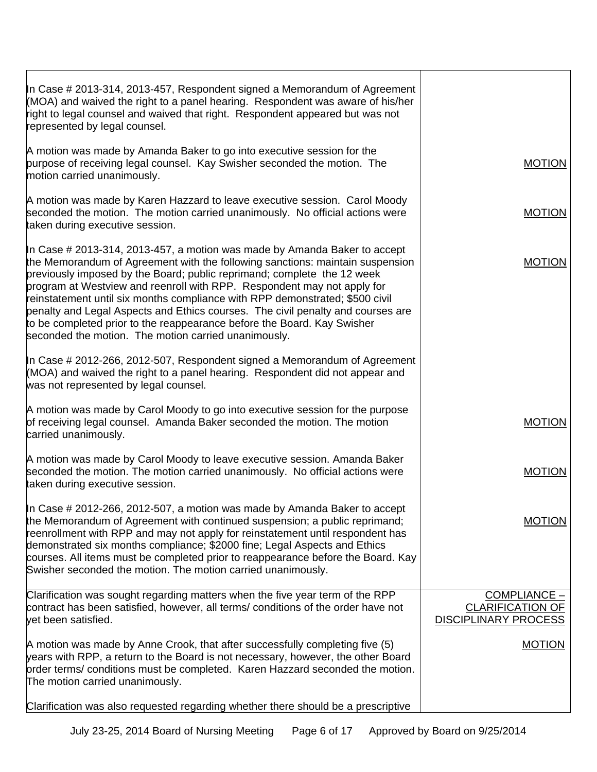| | |
|---|---|
| In Case # 2013-314, 2013-457, Respondent signed a Memorandum of Agreement (MOA) and waived the right to a panel hearing. Respondent was aware of his/her right to legal counsel and waived that right. Respondent appeared but was not represented by legal counsel. | |
| A motion was made by Amanda Baker to go into executive session for the purpose of receiving legal counsel. Kay Swisher seconded the motion. The motion carried unanimously. | MOTION |
| A motion was made by Karen Hazzard to leave executive session. Carol Moody seconded the motion. The motion carried unanimously. No official actions were taken during executive session. | MOTION |
| In Case # 2013-314, 2013-457, a motion was made by Amanda Baker to accept the Memorandum of Agreement with the following sanctions: maintain suspension previously imposed by the Board; public reprimand; complete the 12 week program at Westview and reenroll with RPP. Respondent may not apply for reinstatement until six months compliance with RPP demonstrated; $500 civil penalty and Legal Aspects and Ethics courses. The civil penalty and courses are to be completed prior to the reappearance before the Board. Kay Swisher seconded the motion. The motion carried unanimously. | MOTION |
| In Case # 2012-266, 2012-507, Respondent signed a Memorandum of Agreement (MOA) and waived the right to a panel hearing. Respondent did not appear and was not represented by legal counsel. | |
| A motion was made by Carol Moody to go into executive session for the purpose of receiving legal counsel. Amanda Baker seconded the motion. The motion carried unanimously. | MOTION |
| A motion was made by Carol Moody to leave executive session. Amanda Baker seconded the motion. The motion carried unanimously. No official actions were taken during executive session. | MOTION |
| In Case # 2012-266, 2012-507, a motion was made by Amanda Baker to accept the Memorandum of Agreement with continued suspension; a public reprimand; reenrollment with RPP and may not apply for reinstatement until respondent has demonstrated six months compliance; $2000 fine; Legal Aspects and Ethics courses. All items must be completed prior to reappearance before the Board. Kay Swisher seconded the motion. The motion carried unanimously. | MOTION |
| Clarification was sought regarding matters when the five year term of the RPP contract has been satisfied, however, all terms/ conditions of the order have not yet been satisfied. | COMPLIANCE – CLARIFICATION OF DISCIPLINARY PROCESS |
| A motion was made by Anne Crook, that after successfully completing five (5) years with RPP, a return to the Board is not necessary, however, the other Board order terms/ conditions must be completed. Karen Hazzard seconded the motion. The motion carried unanimously. | MOTION |
| Clarification was also requested regarding whether there should be a prescriptive | |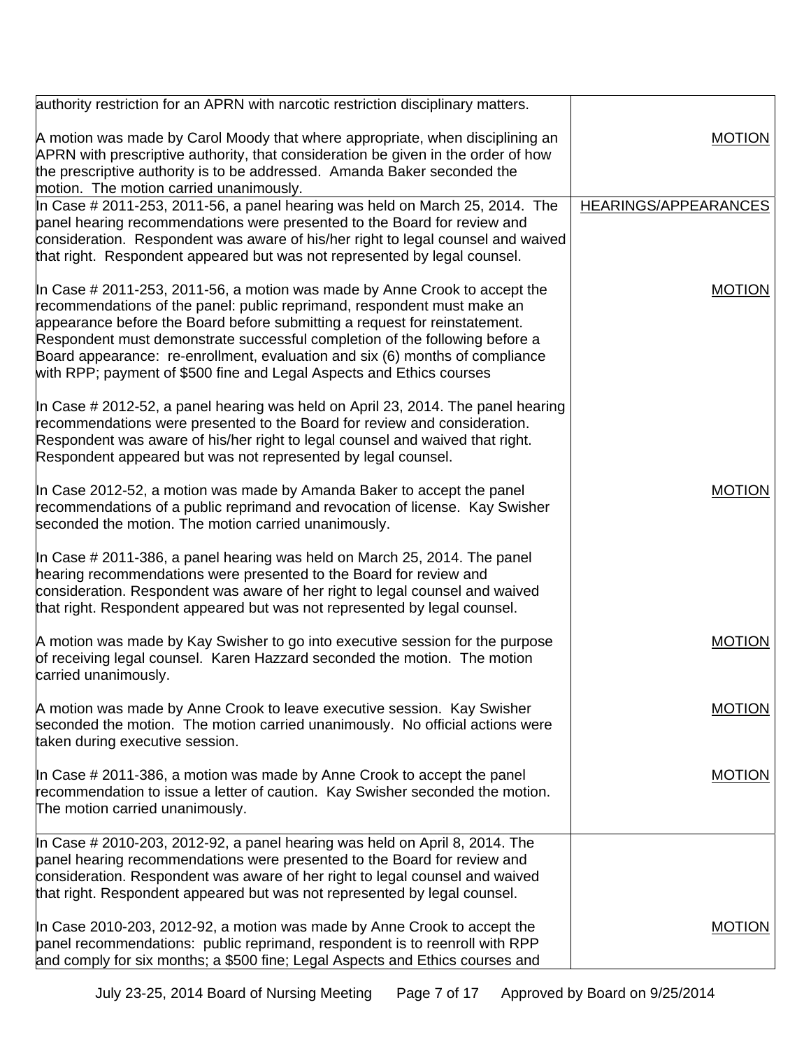| | |
|---|---|
| authority restriction for an APRN with narcotic restriction disciplinary matters.<br><br>A motion was made by Carol Moody that where appropriate, when disciplining an APRN with prescriptive authority, that consideration be given in the order of how the prescriptive authority is to be addressed. Amanda Baker seconded the motion. The motion carried unanimously. | <br><br>MOTION |
| In Case # 2011-253, 2011-56, a panel hearing was held on March 25, 2014. The panel hearing recommendations were presented to the Board for review and consideration. Respondent was aware of his/her right to legal counsel and waived that right. Respondent appeared but was not represented by legal counsel.<br><br>In Case # 2011-253, 2011-56, a motion was made by Anne Crook to accept the recommendations of the panel: public reprimand, respondent must make an appearance before the Board before submitting a request for reinstatement. Respondent must demonstrate successful completion of the following before a Board appearance: re-enrollment, evaluation and six (6) months of compliance with RPP; payment of $500 fine and Legal Aspects and Ethics courses<br><br>In Case # 2012-52, a panel hearing was held on April 23, 2014. The panel hearing recommendations were presented to the Board for review and consideration. Respondent was aware of his/her right to legal counsel and waived that right. Respondent appeared but was not represented by legal counsel.<br><br>In Case 2012-52, a motion was made by Amanda Baker to accept the panel recommendations of a public reprimand and revocation of license. Kay Swisher seconded the motion. The motion carried unanimously.<br><br>In Case # 2011-386, a panel hearing was held on March 25, 2014. The panel hearing recommendations were presented to the Board for review and consideration. Respondent was aware of her right to legal counsel and waived that right. Respondent appeared but was not represented by legal counsel.<br><br>A motion was made by Kay Swisher to go into executive session for the purpose of receiving legal counsel. Karen Hazzard seconded the motion. The motion carried unanimously.<br><br>A motion was made by Anne Crook to leave executive session. Kay Swisher seconded the motion. The motion carried unanimously. No official actions were taken during executive session.<br><br>In Case # 2011-386, a motion was made by Anne Crook to accept the panel recommendation to issue a letter of caution. Kay Swisher seconded the motion. The motion carried unanimously. | HEARINGS/APPEARANCES<br><br>MOTION<br><br>MOTION<br><br>MOTION<br><br>MOTION<br><br>MOTION |
| In Case # 2010-203, 2012-92, a panel hearing was held on April 8, 2014. The panel hearing recommendations were presented to the Board for review and consideration. Respondent was aware of her right to legal counsel and waived that right. Respondent appeared but was not represented by legal counsel.<br><br>In Case 2010-203, 2012-92, a motion was made by Anne Crook to accept the panel recommendations: public reprimand, respondent is to reenroll with RPP and comply for six months; a $500 fine; Legal Aspects and Ethics courses and | <br><br>MOTION |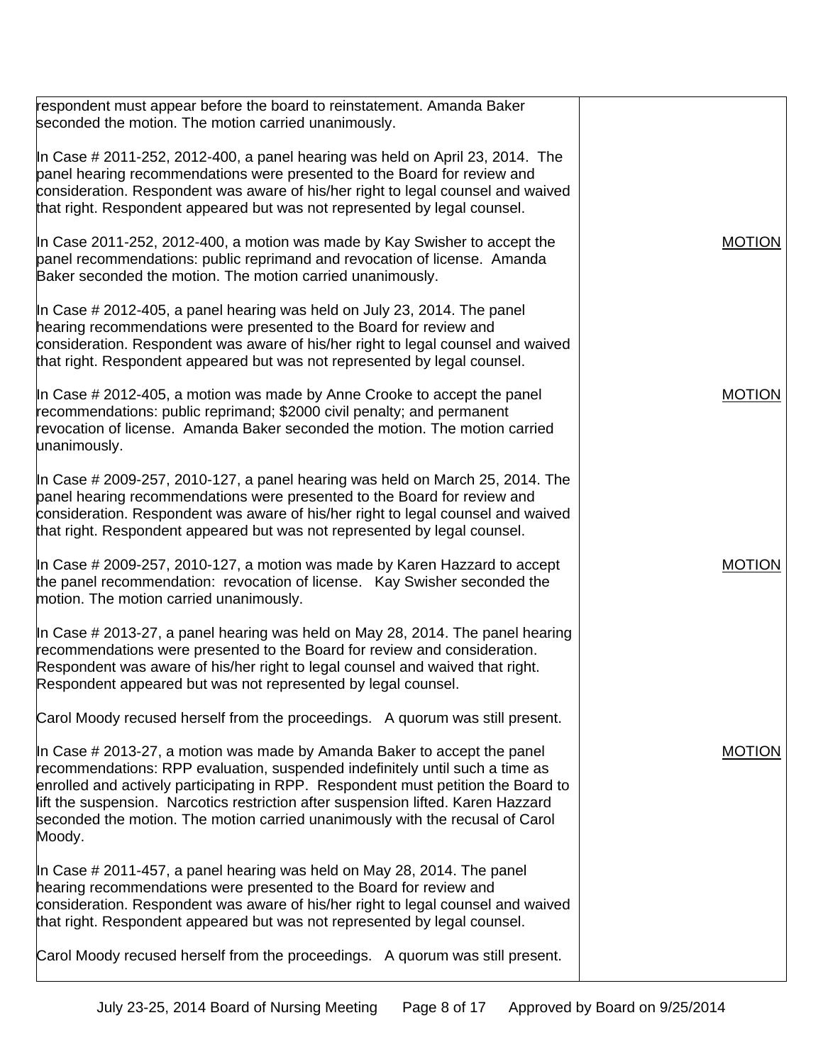| | |
|---|---|
| respondent must appear before the board to reinstatement. Amanda Baker seconded the motion. The motion carried unanimously. | |
| In Case # 2011-252, 2012-400, a panel hearing was held on April 23, 2014. The panel hearing recommendations were presented to the Board for review and consideration. Respondent was aware of his/her right to legal counsel and waived that right. Respondent appeared but was not represented by legal counsel. | |
| In Case 2011-252, 2012-400, a motion was made by Kay Swisher to accept the panel recommendations: public reprimand and revocation of license. Amanda Baker seconded the motion. The motion carried unanimously. | <u>MOTION</u> |
| In Case # 2012-405, a panel hearing was held on July 23, 2014. The panel hearing recommendations were presented to the Board for review and consideration. Respondent was aware of his/her right to legal counsel and waived that right. Respondent appeared but was not represented by legal counsel. | |
| In Case # 2012-405, a motion was made by Anne Crooke to accept the panel recommendations: public reprimand; $2000 civil penalty; and permanent revocation of license. Amanda Baker seconded the motion. The motion carried unanimously. | <u>MOTION</u> |
| In Case # 2009-257, 2010-127, a panel hearing was held on March 25, 2014. The panel hearing recommendations were presented to the Board for review and consideration. Respondent was aware of his/her right to legal counsel and waived that right. Respondent appeared but was not represented by legal counsel. | |
| In Case # 2009-257, 2010-127, a motion was made by Karen Hazzard to accept the panel recommendation: revocation of license. Kay Swisher seconded the motion. The motion carried unanimously. | <u>MOTION</u> |
| In Case # 2013-27, a panel hearing was held on May 28, 2014. The panel hearing recommendations were presented to the Board for review and consideration. Respondent was aware of his/her right to legal counsel and waived that right. Respondent appeared but was not represented by legal counsel. | |
| Carol Moody recused herself from the proceedings. A quorum was still present. | |
| In Case # 2013-27, a motion was made by Amanda Baker to accept the panel recommendations: RPP evaluation, suspended indefinitely until such a time as enrolled and actively participating in RPP. Respondent must petition the Board to lift the suspension. Narcotics restriction after suspension lifted. Karen Hazzard seconded the motion. The motion carried unanimously with the recusal of Carol Moody. | <u>MOTION</u> |
| In Case # 2011-457, a panel hearing was held on May 28, 2014. The panel hearing recommendations were presented to the Board for review and consideration. Respondent was aware of his/her right to legal counsel and waived that right. Respondent appeared but was not represented by legal counsel. | |
| Carol Moody recused herself from the proceedings. A quorum was still present. | |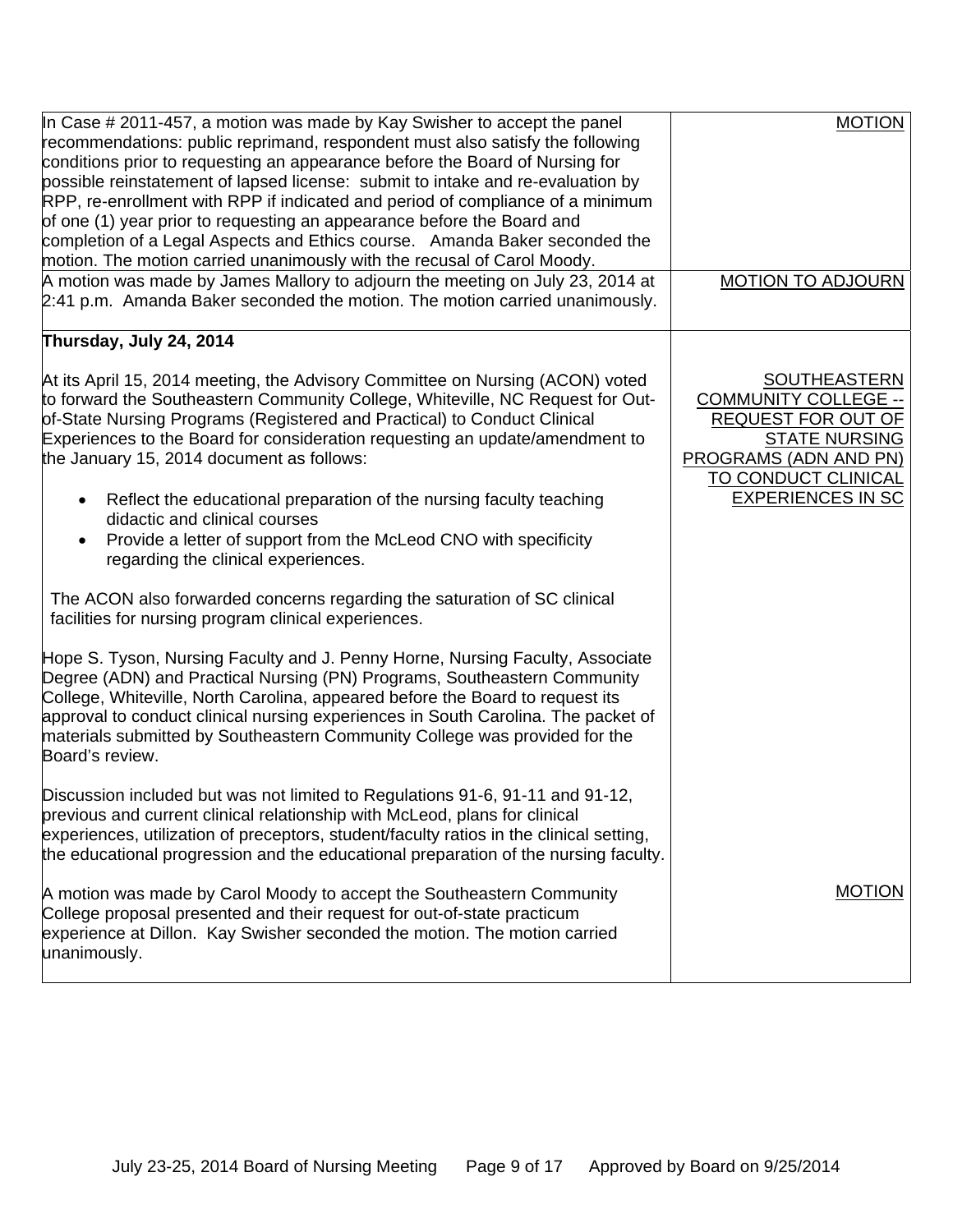| | |
|---|---|
| In Case # 2011-457, a motion was made by Kay Swisher to accept the panel recommendations: public reprimand, respondent must also satisfy the following conditions prior to requesting an appearance before the Board of Nursing for possible reinstatement of lapsed license: submit to intake and re-evaluation by RPP, re-enrollment with RPP if indicated and period of compliance of a minimum of one (1) year prior to requesting an appearance before the Board and completion of a Legal Aspects and Ethics course. Amanda Baker seconded the motion. The motion carried unanimously with the recusal of Carol Moody. | MOTION |
| A motion was made by James Mallory to adjourn the meeting on July 23, 2014 at 2:41 p.m. Amanda Baker seconded the motion. The motion carried unanimously. | MOTION TO ADJOURN |
| **Thursday, July 24, 2014** | |
| At its April 15, 2014 meeting, the Advisory Committee on Nursing (ACON) voted to forward the Southeastern Community College, Whiteville, NC Request for Out-of-State Nursing Programs (Registered and Practical) to Conduct Clinical Experiences to the Board for consideration requesting an update/amendment to the January 15, 2014 document as follows:<br>• Reflect the educational preparation of the nursing faculty teaching didactic and clinical courses<br>• Provide a letter of support from the McLeod CNO with specificity regarding the clinical experiences.<br><br>The ACON also forwarded concerns regarding the saturation of SC clinical facilities for nursing program clinical experiences.<br><br>Hope S. Tyson, Nursing Faculty and J. Penny Horne, Nursing Faculty, Associate Degree (ADN) and Practical Nursing (PN) Programs, Southeastern Community College, Whiteville, North Carolina, appeared before the Board to request its approval to conduct clinical nursing experiences in South Carolina. The packet of materials submitted by Southeastern Community College was provided for the Board's review.<br><br>Discussion included but was not limited to Regulations 91-6, 91-11 and 91-12, previous and current clinical relationship with McLeod, plans for clinical experiences, utilization of preceptors, student/faculty ratios in the clinical setting, the educational progression and the educational preparation of the nursing faculty. | SOUTHEASTERN COMMUNITY COLLEGE -- REQUEST FOR OUT OF STATE NURSING PROGRAMS (ADN AND PN) TO CONDUCT CLINICAL EXPERIENCES IN SC |
| A motion was made by Carol Moody to accept the Southeastern Community College proposal presented and their request for out-of-state practicum experience at Dillon. Kay Swisher seconded the motion. The motion carried unanimously. | MOTION |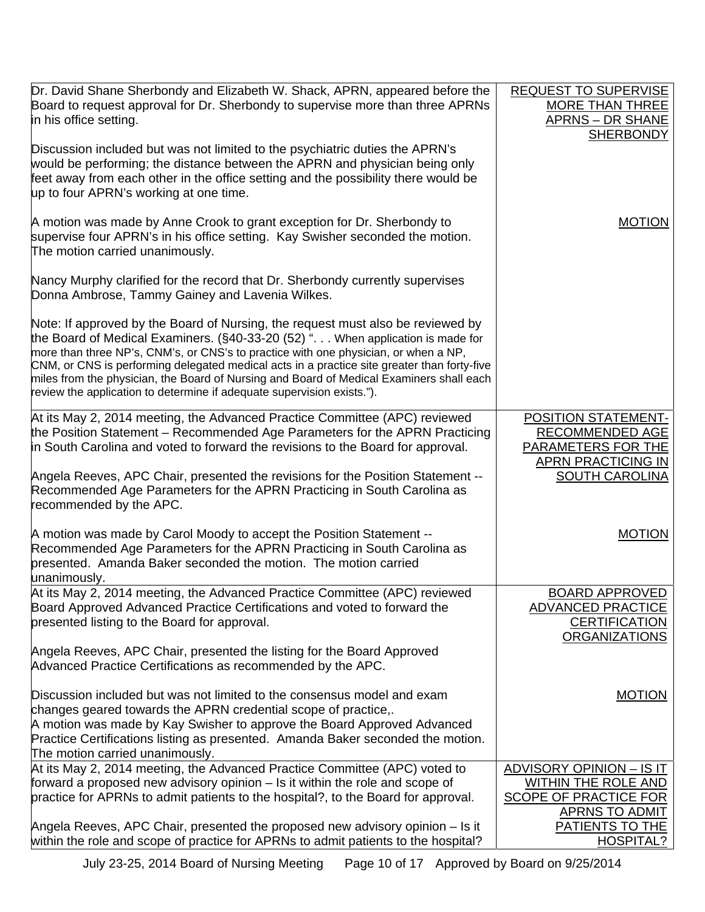| | |
|---|---|
| Dr. David Shane Sherbondy and Elizabeth W. Shack, APRN, appeared before the Board to request approval for Dr. Sherbondy to supervise more than three APRNs in his office setting.<br><br>Discussion included but was not limited to the psychiatric duties the APRN's would be performing; the distance between the APRN and physician being only feet away from each other in the office setting and the possibility there would be up to four APRN's working at one time. | REQUEST TO SUPERVISE MORE THAN THREE APRNS – DR SHANE SHERBONDY |
| A motion was made by Anne Crook to grant exception for Dr. Sherbondy to supervise four APRN's in his office setting. Kay Swisher seconded the motion. The motion carried unanimously.<br><br>Nancy Murphy clarified for the record that Dr. Sherbondy currently supervises Donna Ambrose, Tammy Gainey and Lavenia Wilkes.<br><br>Note: If approved by the Board of Nursing, the request must also be reviewed by the Board of Medical Examiners. (§40-33-20 (52) ". . . When application is made for more than three NP's, CNM's, or CNS's to practice with one physician, or when a NP, CNM, or CNS is performing delegated medical acts in a practice site greater than forty-five miles from the physician, the Board of Nursing and Board of Medical Examiners shall each review the application to determine if adequate supervision exists."). | MOTION |
| At its May 2, 2014 meeting, the Advanced Practice Committee (APC) reviewed the Position Statement – Recommended Age Parameters for the APRN Practicing in South Carolina and voted to forward the revisions to the Board for approval.<br><br>Angela Reeves, APC Chair, presented the revisions for the Position Statement -- Recommended Age Parameters for the APRN Practicing in South Carolina as recommended by the APC. | POSITION STATEMENT-RECOMMENDED AGE PARAMETERS FOR THE APRN PRACTICING IN SOUTH CAROLINA |
| A motion was made by Carol Moody to accept the Position Statement -- Recommended Age Parameters for the APRN Practicing in South Carolina as presented. Amanda Baker seconded the motion. The motion carried unanimously. | MOTION |
| At its May 2, 2014 meeting, the Advanced Practice Committee (APC) reviewed Board Approved Advanced Practice Certifications and voted to forward the presented listing to the Board for approval.<br><br>Angela Reeves, APC Chair, presented the listing for the Board Approved Advanced Practice Certifications as recommended by the APC. | BOARD APPROVED ADVANCED PRACTICE CERTIFICATION ORGANIZATIONS |
| Discussion included but was not limited to the consensus model and exam changes geared towards the APRN credential scope of practice,.<br>A motion was made by Kay Swisher to approve the Board Approved Advanced Practice Certifications listing as presented. Amanda Baker seconded the motion. The motion carried unanimously. | MOTION |
| At its May 2, 2014 meeting, the Advanced Practice Committee (APC) voted to forward a proposed new advisory opinion – Is it within the role and scope of practice for APRNs to admit patients to the hospital?, to the Board for approval.<br><br>Angela Reeves, APC Chair, presented the proposed new advisory opinion – Is it within the role and scope of practice for APRNs to admit patients to the hospital? | ADVISORY OPINION – IS IT WITHIN THE ROLE AND SCOPE OF PRACTICE FOR APRNS TO ADMIT PATIENTS TO THE HOSPITAL? |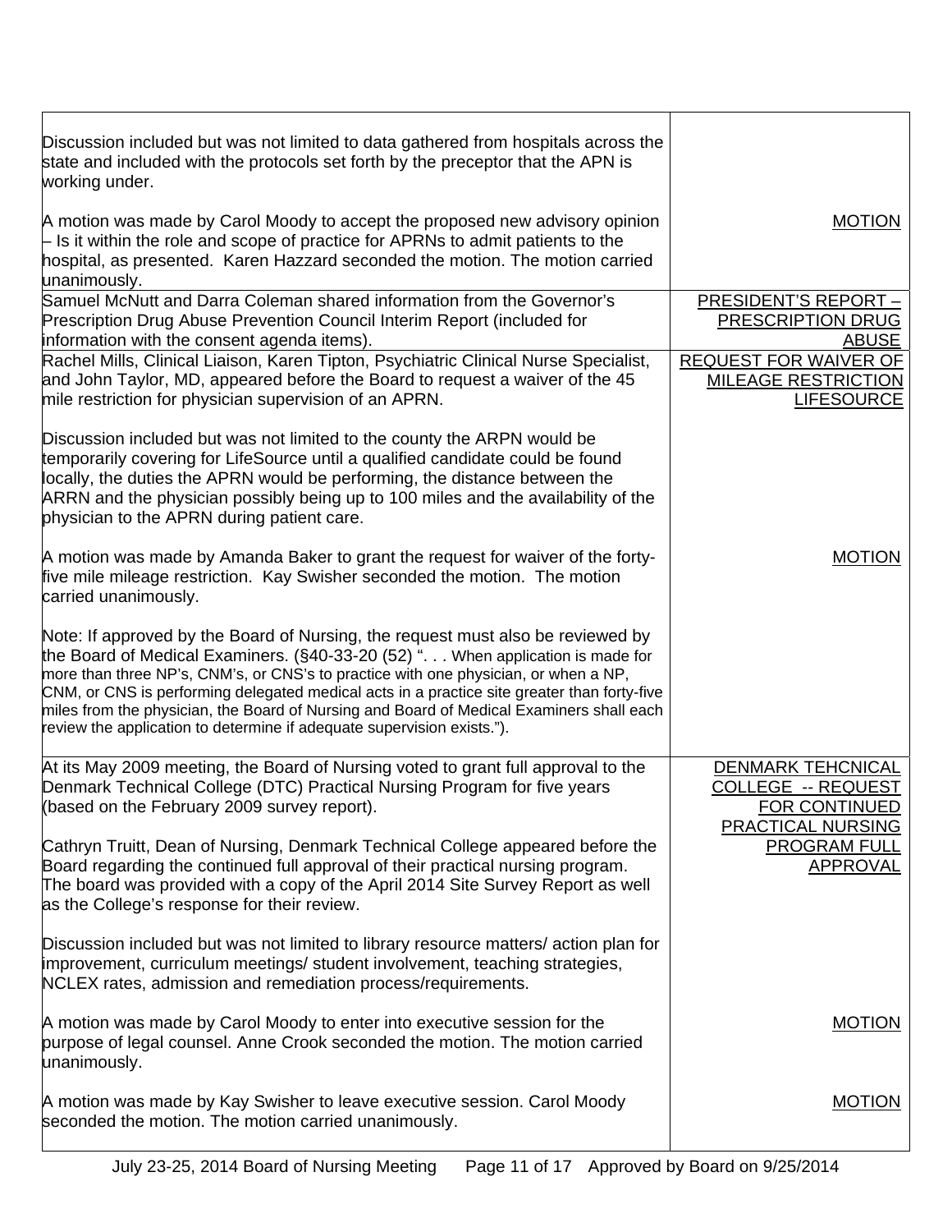| | |
|---|---|
| Discussion included but was not limited to data gathered from hospitals across the state and included with the protocols set forth by the preceptor that the APN is working under. | |
| A motion was made by Carol Moody to accept the proposed new advisory opinion – Is it within the role and scope of practice for APRNs to admit patients to the hospital, as presented. Karen Hazzard seconded the motion. The motion carried unanimously. | <u>MOTION</u> |
| Samuel McNutt and Darra Coleman shared information from the Governor's Prescription Drug Abuse Prevention Council Interim Report (included for information with the consent agenda items). | <u>PRESIDENT'S REPORT – PRESCRIPTION DRUG ABUSE</u> |
| Rachel Mills, Clinical Liaison, Karen Tipton, Psychiatric Clinical Nurse Specialist, and John Taylor, MD, appeared before the Board to request a waiver of the 45 mile restriction for physician supervision of an APRN.<br><br>Discussion included but was not limited to the county the ARPN would be temporarily covering for LifeSource until a qualified candidate could be found locally, the duties the APRN would be performing, the distance between the ARRN and the physician possibly being up to 100 miles and the availability of the physician to the APRN during patient care. | <u>REQUEST FOR WAIVER OF MILEAGE RESTRICTION LIFESOURCE</u> |
| A motion was made by Amanda Baker to grant the request for waiver of the forty-five mile mileage restriction. Kay Swisher seconded the motion. The motion carried unanimously.<br><br>Note: If approved by the Board of Nursing, the request must also be reviewed by the Board of Medical Examiners. (§40-33-20 (52) ". . . When application is made for more than three NP's, CNM's, or CNS's to practice with one physician, or when a NP, CNM, or CNS is performing delegated medical acts in a practice site greater than forty-five miles from the physician, the Board of Nursing and Board of Medical Examiners shall each review the application to determine if adequate supervision exists."). | <u>MOTION</u> |
| At its May 2009 meeting, the Board of Nursing voted to grant full approval to the Denmark Technical College (DTC) Practical Nursing Program for five years (based on the February 2009 survey report).<br><br>Cathryn Truitt, Dean of Nursing, Denmark Technical College appeared before the Board regarding the continued full approval of their practical nursing program. The board was provided with a copy of the April 2014 Site Survey Report as well as the College's response for their review.<br><br>Discussion included but was not limited to library resource matters/ action plan for improvement, curriculum meetings/ student involvement, teaching strategies, NCLEX rates, admission and remediation process/requirements. | <u>DENMARK TEHCNICAL COLLEGE -- REQUEST FOR CONTINUED PRACTICAL NURSING PROGRAM FULL APPROVAL</u> |
| A motion was made by Carol Moody to enter into executive session for the purpose of legal counsel. Anne Crook seconded the motion. The motion carried unanimously. | <u>MOTION</u> |
| A motion was made by Kay Swisher to leave executive session. Carol Moody seconded the motion. The motion carried unanimously. | <u>MOTION</u> |

July 23-25, 2014 Board of Nursing Meeting Approved by Board on 9/25/2014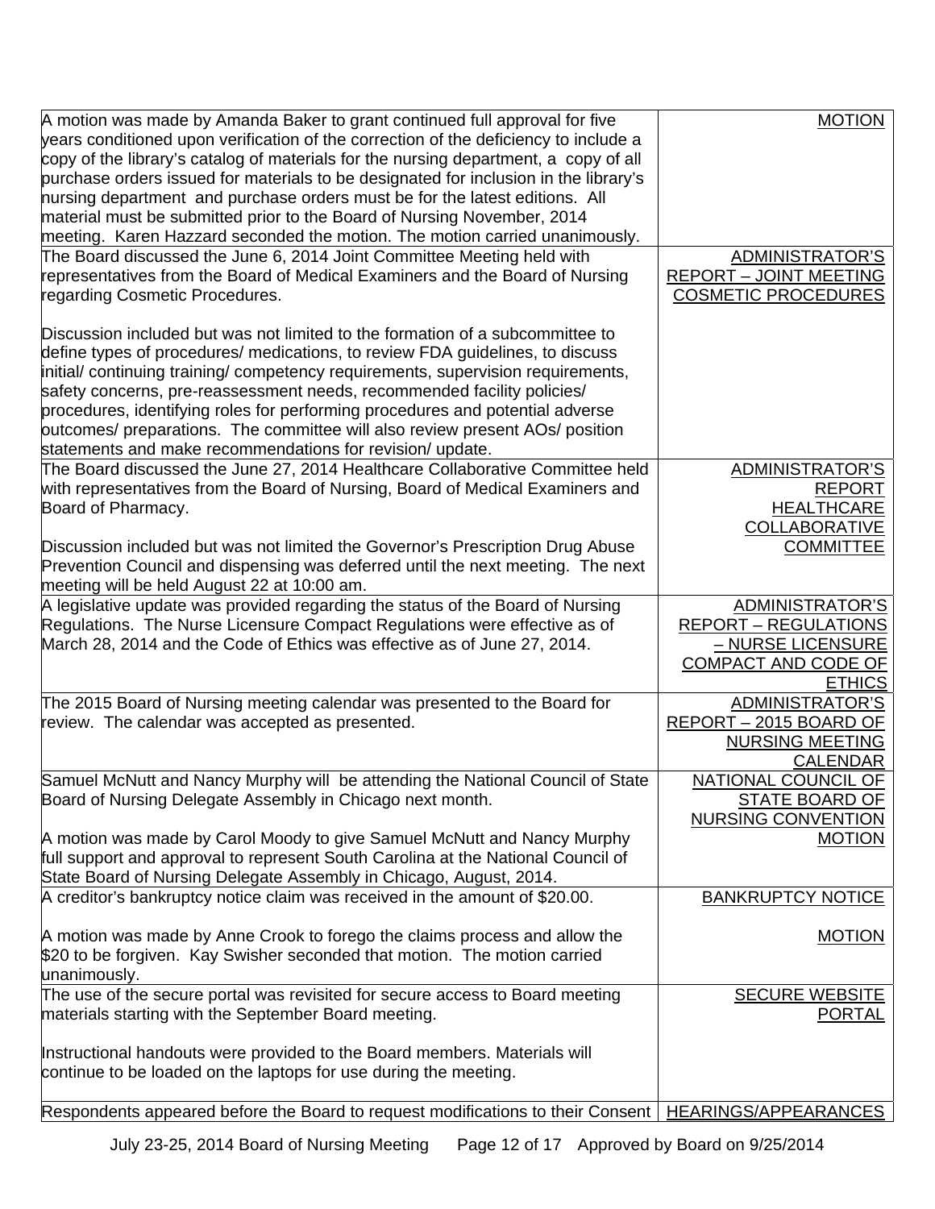| | |
|---|---|
| A motion was made by Amanda Baker to grant continued full approval for five years conditioned upon verification of the correction of the deficiency to include a copy of the library's catalog of materials for the nursing department, a copy of all purchase orders issued for materials to be designated for inclusion in the library's nursing department and purchase orders must be for the latest editions. All material must be submitted prior to the Board of Nursing November, 2014 meeting. Karen Hazzard seconded the motion. The motion carried unanimously. | MOTION |
| The Board discussed the June 6, 2014 Joint Committee Meeting held with representatives from the Board of Medical Examiners and the Board of Nursing regarding Cosmetic Procedures.<br><br>Discussion included but was not limited to the formation of a subcommittee to define types of procedures/ medications, to review FDA guidelines, to discuss initial/ continuing training/ competency requirements, supervision requirements, safety concerns, pre-reassessment needs, recommended facility policies/ procedures, identifying roles for performing procedures and potential adverse outcomes/ preparations. The committee will also review present AOs/ position statements and make recommendations for revision/ update. | ADMINISTRATOR'S REPORT – JOINT MEETING COSMETIC PROCEDURES |
| The Board discussed the June 27, 2014 Healthcare Collaborative Committee held with representatives from the Board of Nursing, Board of Medical Examiners and Board of Pharmacy.<br><br>Discussion included but was not limited the Governor's Prescription Drug Abuse Prevention Council and dispensing was deferred until the next meeting. The next meeting will be held August 22 at 10:00 am. | ADMINISTRATOR'S REPORT HEALTHCARE COLLABORATIVE COMMITTEE |
| A legislative update was provided regarding the status of the Board of Nursing Regulations. The Nurse Licensure Compact Regulations were effective as of March 28, 2014 and the Code of Ethics was effective as of June 27, 2014. | ADMINISTRATOR'S REPORT – REGULATIONS – NURSE LICENSURE COMPACT AND CODE OF ETHICS |
| The 2015 Board of Nursing meeting calendar was presented to the Board for review. The calendar was accepted as presented. | ADMINISTRATOR'S REPORT – 2015 BOARD OF NURSING MEETING CALENDAR |
| Samuel McNutt and Nancy Murphy will be attending the National Council of State Board of Nursing Delegate Assembly in Chicago next month.<br><br>A motion was made by Carol Moody to give Samuel McNutt and Nancy Murphy full support and approval to represent South Carolina at the National Council of State Board of Nursing Delegate Assembly in Chicago, August, 2014. | NATIONAL COUNCIL OF STATE BOARD OF NURSING CONVENTION MOTION |
| A creditor's bankruptcy notice claim was received in the amount of $20.00.<br><br>A motion was made by Anne Crook to forego the claims process and allow the $20 to be forgiven. Kay Swisher seconded that motion. The motion carried unanimously. | BANKRUPTCY NOTICE<br><br>MOTION |
| The use of the secure portal was revisited for secure access to Board meeting materials starting with the September Board meeting.<br><br>Instructional handouts were provided to the Board members. Materials will continue to be loaded on the laptops for use during the meeting. | SECURE WEBSITE PORTAL |
| Respondents appeared before the Board to request modifications to their Consent | HEARINGS/APPEARANCES |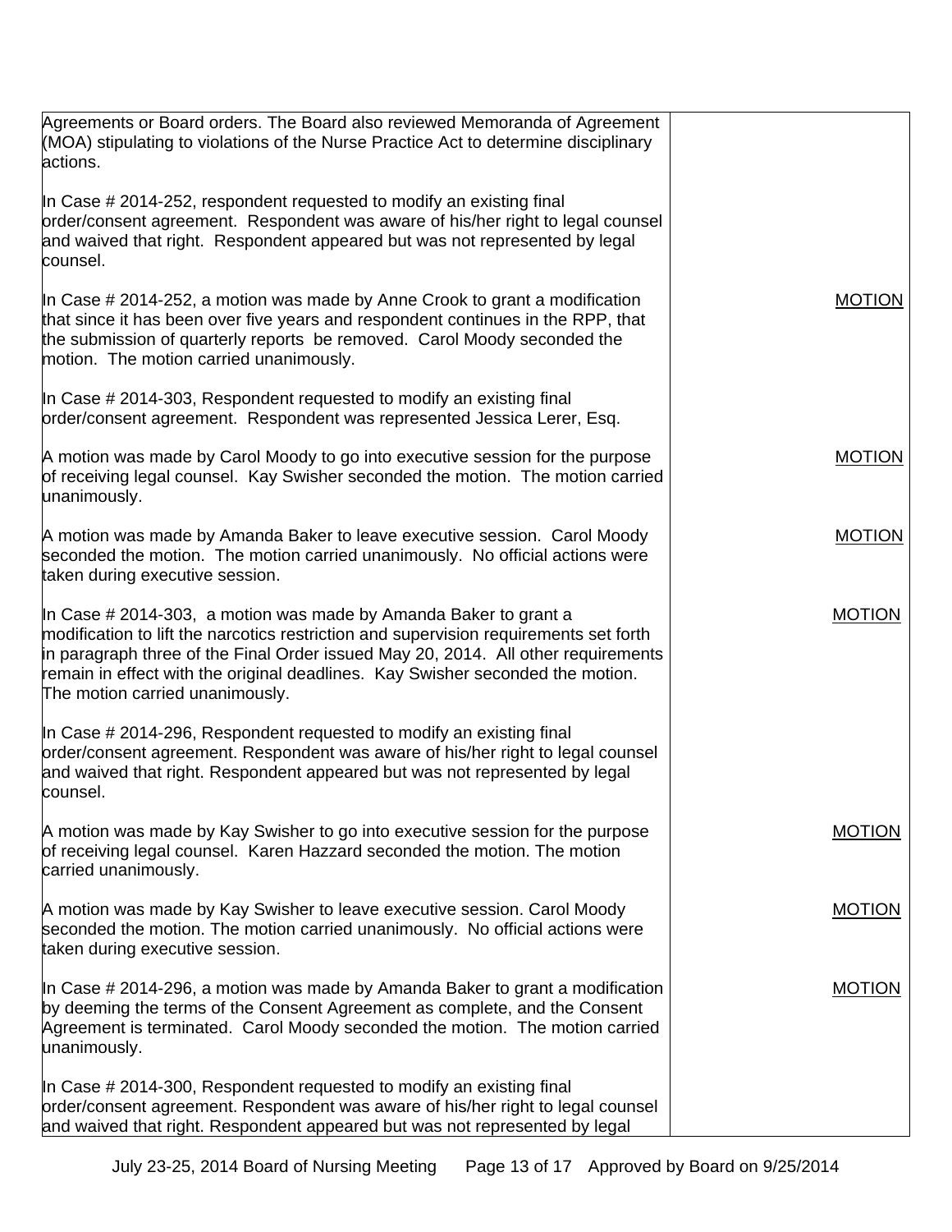| | |
|---|---|
| Agreements or Board orders. The Board also reviewed Memoranda of Agreement (MOA) stipulating to violations of the Nurse Practice Act to determine disciplinary actions. | |
| In Case # 2014-252, respondent requested to modify an existing final order/consent agreement. Respondent was aware of his/her right to legal counsel and waived that right. Respondent appeared but was not represented by legal counsel. | |
| In Case # 2014-252, a motion was made by Anne Crook to grant a modification that since it has been over five years and respondent continues in the RPP, that the submission of quarterly reports be removed. Carol Moody seconded the motion. The motion carried unanimously. | MOTION |
| In Case # 2014-303, Respondent requested to modify an existing final order/consent agreement. Respondent was represented Jessica Lerer, Esq. | |
| A motion was made by Carol Moody to go into executive session for the purpose of receiving legal counsel. Kay Swisher seconded the motion. The motion carried unanimously. | MOTION |
| A motion was made by Amanda Baker to leave executive session. Carol Moody seconded the motion. The motion carried unanimously. No official actions were taken during executive session. | MOTION |
| In Case # 2014-303, a motion was made by Amanda Baker to grant a modification to lift the narcotics restriction and supervision requirements set forth in paragraph three of the Final Order issued May 20, 2014. All other requirements remain in effect with the original deadlines. Kay Swisher seconded the motion. The motion carried unanimously. | MOTION |
| In Case # 2014-296, Respondent requested to modify an existing final order/consent agreement. Respondent was aware of his/her right to legal counsel and waived that right. Respondent appeared but was not represented by legal counsel. | |
| A motion was made by Kay Swisher to go into executive session for the purpose of receiving legal counsel. Karen Hazzard seconded the motion. The motion carried unanimously. | MOTION |
| A motion was made by Kay Swisher to leave executive session. Carol Moody seconded the motion. The motion carried unanimously. No official actions were taken during executive session. | MOTION |
| In Case # 2014-296, a motion was made by Amanda Baker to grant a modification by deeming the terms of the Consent Agreement as complete, and the Consent Agreement is terminated. Carol Moody seconded the motion. The motion carried unanimously. | MOTION |
| In Case # 2014-300, Respondent requested to modify an existing final order/consent agreement. Respondent was aware of his/her right to legal counsel and waived that right. Respondent appeared but was not represented by legal | |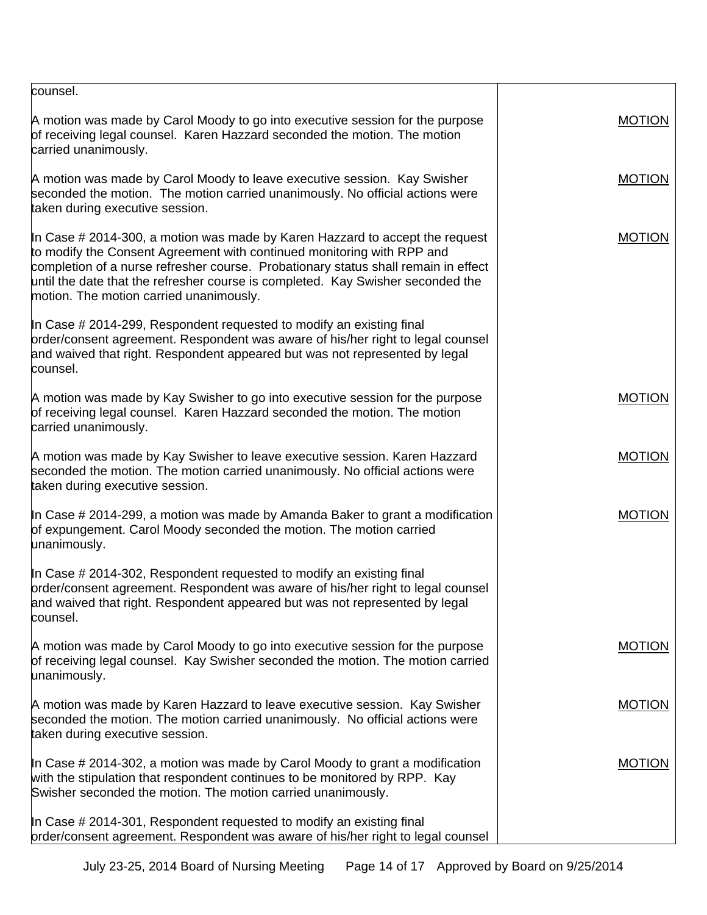| | |
|---|---|
| counsel. | |
| A motion was made by Carol Moody to go into executive session for the purpose of receiving legal counsel. Karen Hazzard seconded the motion. The motion carried unanimously. | MOTION |
| A motion was made by Carol Moody to leave executive session. Kay Swisher seconded the motion. The motion carried unanimously. No official actions were taken during executive session. | MOTION |
| In Case # 2014-300, a motion was made by Karen Hazzard to accept the request to modify the Consent Agreement with continued monitoring with RPP and completion of a nurse refresher course. Probationary status shall remain in effect until the date that the refresher course is completed. Kay Swisher seconded the motion. The motion carried unanimously. | MOTION |
| In Case # 2014-299, Respondent requested to modify an existing final order/consent agreement. Respondent was aware of his/her right to legal counsel and waived that right. Respondent appeared but was not represented by legal counsel. | |
| A motion was made by Kay Swisher to go into executive session for the purpose of receiving legal counsel. Karen Hazzard seconded the motion. The motion carried unanimously. | MOTION |
| A motion was made by Kay Swisher to leave executive session. Karen Hazzard seconded the motion. The motion carried unanimously. No official actions were taken during executive session. | MOTION |
| In Case # 2014-299, a motion was made by Amanda Baker to grant a modification of expungement. Carol Moody seconded the motion. The motion carried unanimously. | MOTION |
| In Case # 2014-302, Respondent requested to modify an existing final order/consent agreement. Respondent was aware of his/her right to legal counsel and waived that right. Respondent appeared but was not represented by legal counsel. | |
| A motion was made by Carol Moody to go into executive session for the purpose of receiving legal counsel. Kay Swisher seconded the motion. The motion carried unanimously. | MOTION |
| A motion was made by Karen Hazzard to leave executive session. Kay Swisher seconded the motion. The motion carried unanimously. No official actions were taken during executive session. | MOTION |
| In Case # 2014-302, a motion was made by Carol Moody to grant a modification with the stipulation that respondent continues to be monitored by RPP. Kay Swisher seconded the motion. The motion carried unanimously. | MOTION |
| In Case # 2014-301, Respondent requested to modify an existing final order/consent agreement. Respondent was aware of his/her right to legal counsel | |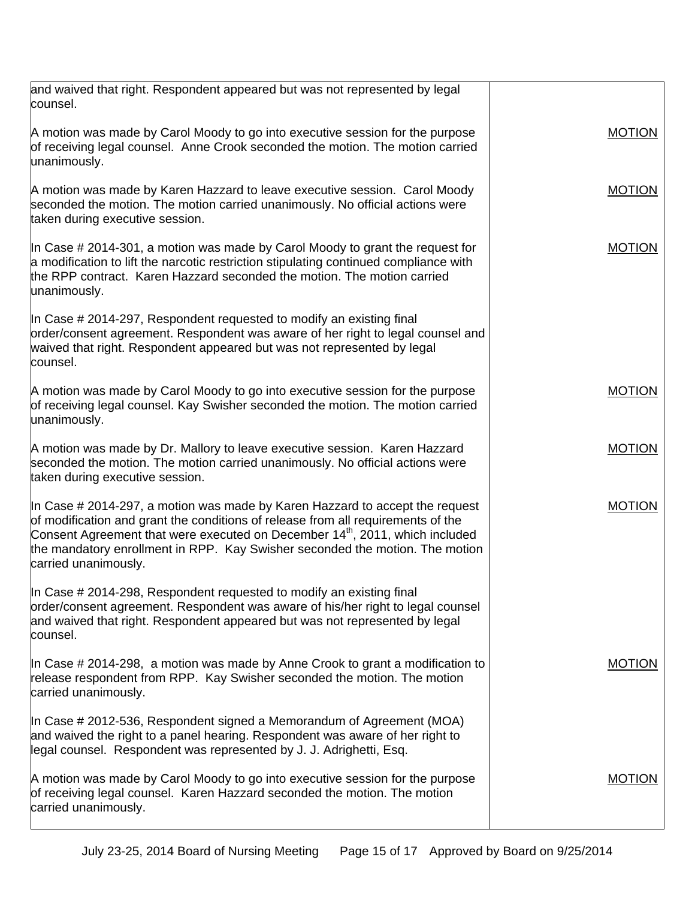| | |
|---|---|
| and waived that right. Respondent appeared but was not represented by legal counsel. | |
| A motion was made by Carol Moody to go into executive session for the purpose of receiving legal counsel. Anne Crook seconded the motion. The motion carried unanimously. | MOTION |
| A motion was made by Karen Hazzard to leave executive session. Carol Moody seconded the motion. The motion carried unanimously. No official actions were taken during executive session. | MOTION |
| In Case # 2014-301, a motion was made by Carol Moody to grant the request for a modification to lift the narcotic restriction stipulating continued compliance with the RPP contract. Karen Hazzard seconded the motion. The motion carried unanimously. | MOTION |
| In Case # 2014-297, Respondent requested to modify an existing final order/consent agreement. Respondent was aware of her right to legal counsel and waived that right. Respondent appeared but was not represented by legal counsel. | |
| A motion was made by Carol Moody to go into executive session for the purpose of receiving legal counsel. Kay Swisher seconded the motion. The motion carried unanimously. | MOTION |
| A motion was made by Dr. Mallory to leave executive session. Karen Hazzard seconded the motion. The motion carried unanimously. No official actions were taken during executive session. | MOTION |
| In Case # 2014-297, a motion was made by Karen Hazzard to accept the request of modification and grant the conditions of release from all requirements of the Consent Agreement that were executed on December 14th, 2011, which included the mandatory enrollment in RPP. Kay Swisher seconded the motion. The motion carried unanimously. | MOTION |
| In Case # 2014-298, Respondent requested to modify an existing final order/consent agreement. Respondent was aware of his/her right to legal counsel and waived that right. Respondent appeared but was not represented by legal counsel. | |
| In Case # 2014-298, a motion was made by Anne Crook to grant a modification to release respondent from RPP. Kay Swisher seconded the motion. The motion carried unanimously. | MOTION |
| In Case # 2012-536, Respondent signed a Memorandum of Agreement (MOA) and waived the right to a panel hearing. Respondent was aware of her right to legal counsel. Respondent was represented by J. J. Adrighetti, Esq. | |
| A motion was made by Carol Moody to go into executive session for the purpose of receiving legal counsel. Karen Hazzard seconded the motion. The motion carried unanimously. | MOTION |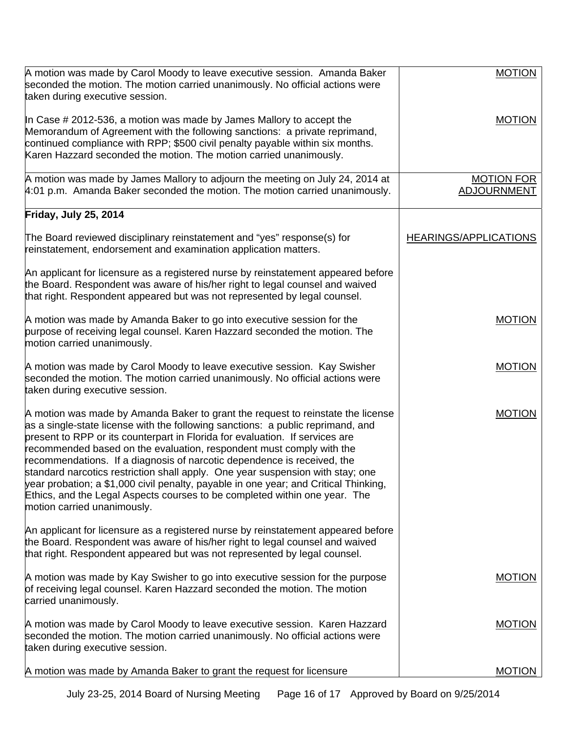| | |
|---|---|
| A motion was made by Carol Moody to leave executive session. Amanda Baker seconded the motion. The motion carried unanimously. No official actions were taken during executive session.<br><br>In Case # 2012-536, a motion was made by James Mallory to accept the Memorandum of Agreement with the following sanctions: a private reprimand, continued compliance with RPP; $500 civil penalty payable within six months. Karen Hazzard seconded the motion. The motion carried unanimously. | MOTION<br><br>MOTION |
| A motion was made by James Mallory to adjourn the meeting on July 24, 2014 at 4:01 p.m. Amanda Baker seconded the motion. The motion carried unanimously. | MOTION FOR ADJOURNMENT |
| **Friday, July 25, 2014**<br><br>The Board reviewed disciplinary reinstatement and "yes" response(s) for reinstatement, endorsement and examination application matters.<br><br>An applicant for licensure as a registered nurse by reinstatement appeared before the Board. Respondent was aware of his/her right to legal counsel and waived that right. Respondent appeared but was not represented by legal counsel.<br><br>A motion was made by Amanda Baker to go into executive session for the purpose of receiving legal counsel. Karen Hazzard seconded the motion. The motion carried unanimously.<br><br>A motion was made by Carol Moody to leave executive session. Kay Swisher seconded the motion. The motion carried unanimously. No official actions were taken during executive session.<br><br>A motion was made by Amanda Baker to grant the request to reinstate the license as a single-state license with the following sanctions: a public reprimand, and present to RPP or its counterpart in Florida for evaluation. If services are recommended based on the evaluation, respondent must comply with the recommendations. If a diagnosis of narcotic dependence is received, the standard narcotics restriction shall apply. One year suspension with stay; one year probation; a $1,000 civil penalty, payable in one year; and Critical Thinking, Ethics, and the Legal Aspects courses to be completed within one year. The motion carried unanimously.<br><br>An applicant for licensure as a registered nurse by reinstatement appeared before the Board. Respondent was aware of his/her right to legal counsel and waived that right. Respondent appeared but was not represented by legal counsel.<br><br>A motion was made by Kay Swisher to go into executive session for the purpose of receiving legal counsel. Karen Hazzard seconded the motion. The motion carried unanimously.<br><br>A motion was made by Carol Moody to leave executive session. Karen Hazzard seconded the motion. The motion carried unanimously. No official actions were taken during executive session.<br><br>A motion was made by Amanda Baker to grant the request for licensure | <br><br>HEARINGS/APPLICATIONS<br><br><br><br>MOTION<br><br>MOTION<br><br>MOTION<br><br><br><br>MOTION<br><br>MOTION<br><br>MOTION |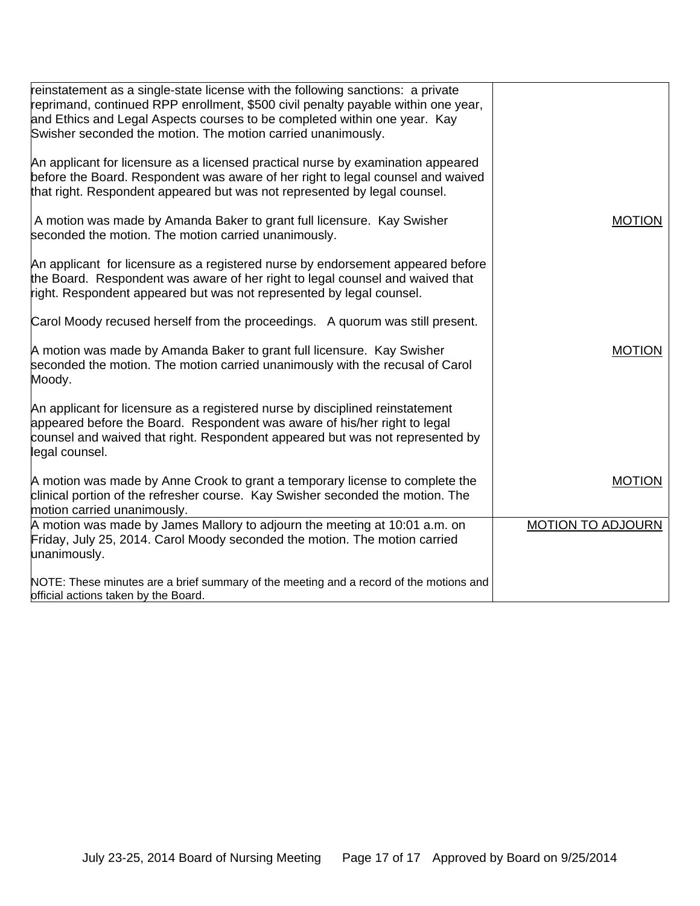| | |
|---|---|
| reinstatement as a single-state license with the following sanctions: a private reprimand, continued RPP enrollment, $500 civil penalty payable within one year, and Ethics and Legal Aspects courses to be completed within one year. Kay Swisher seconded the motion. The motion carried unanimously. | |
| An applicant for licensure as a licensed practical nurse by examination appeared before the Board. Respondent was aware of her right to legal counsel and waived that right. Respondent appeared but was not represented by legal counsel. | |
| A motion was made by Amanda Baker to grant full licensure. Kay Swisher seconded the motion. The motion carried unanimously. | MOTION |
| An applicant for licensure as a registered nurse by endorsement appeared before the Board. Respondent was aware of her right to legal counsel and waived that right. Respondent appeared but was not represented by legal counsel. | |
| Carol Moody recused herself from the proceedings. A quorum was still present. | |
| A motion was made by Amanda Baker to grant full licensure. Kay Swisher seconded the motion. The motion carried unanimously with the recusal of Carol Moody. | MOTION |
| An applicant for licensure as a registered nurse by disciplined reinstatement appeared before the Board. Respondent was aware of his/her right to legal counsel and waived that right. Respondent appeared but was not represented by legal counsel. | |
| A motion was made by Anne Crook to grant a temporary license to complete the clinical portion of the refresher course. Kay Swisher seconded the motion. The motion carried unanimously. | MOTION |
| A motion was made by James Mallory to adjourn the meeting at 10:01 a.m. on Friday, July 25, 2014. Carol Moody seconded the motion. The motion carried unanimously. | MOTION TO ADJOURN |
| NOTE: These minutes are a brief summary of the meeting and a record of the motions and official actions taken by the Board. | |